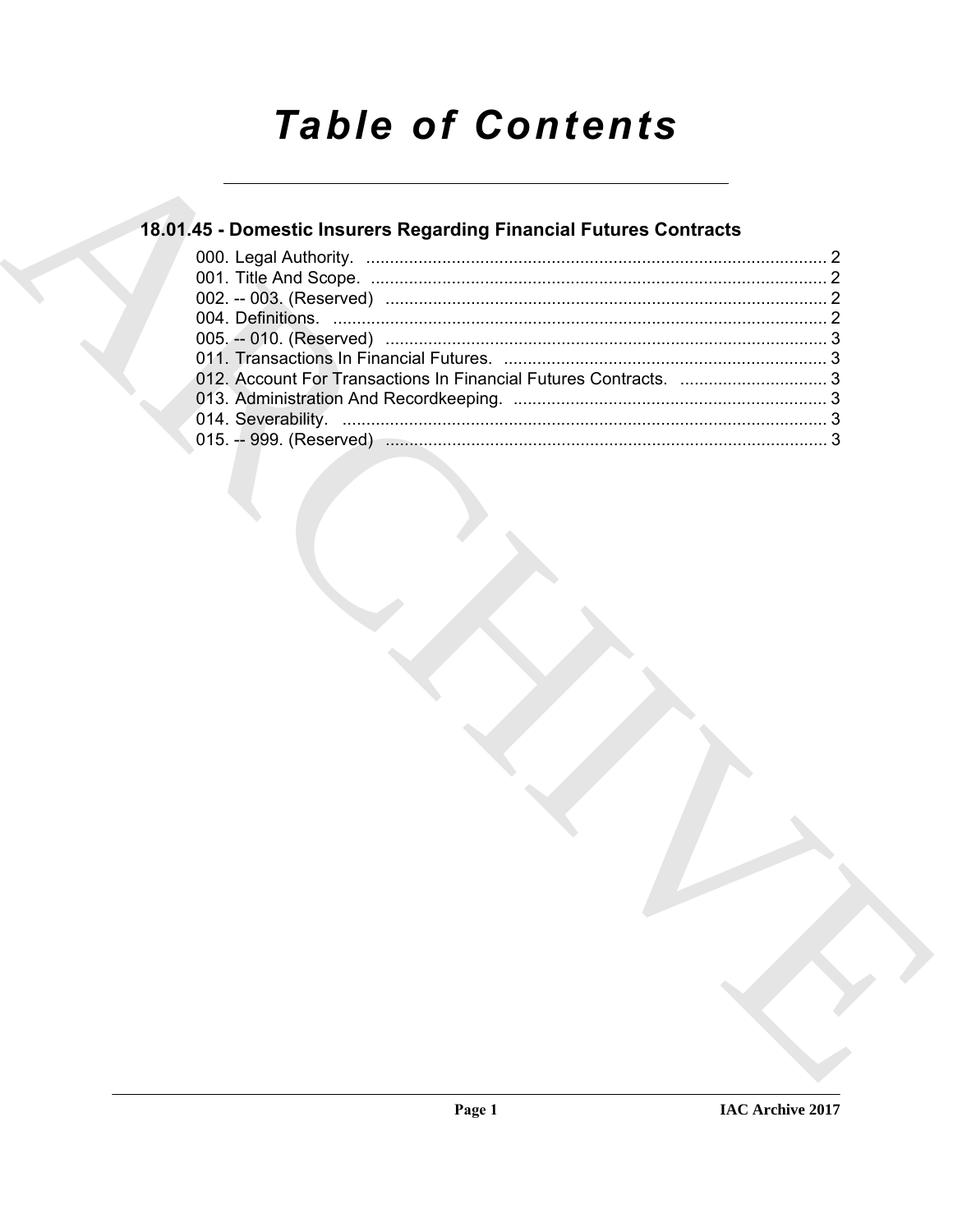# Table of Contents

## 18.01.45 - Domestic Insurers Regarding Financial Futures Contracts

000. Legal Authority. ........................................................................................ 2
001. Title And Scope. ........................................................................................ 2
002. -- 003. (Reserved) ........................................................................................ 2
004. Definitions. ........................................................................................ 2
005. -- 010. (Reserved) ........................................................................................ 3
011. Transactions In Financial Futures. ........................................................................................ 3
012. Account For Transactions In Financial Futures Contracts. ........................................................................................ 3
013. Administration And Recordkeeping. ........................................................................................ 3
014. Severability. ........................................................................................ 3
015. -- 999. (Reserved) ........................................................................................ 3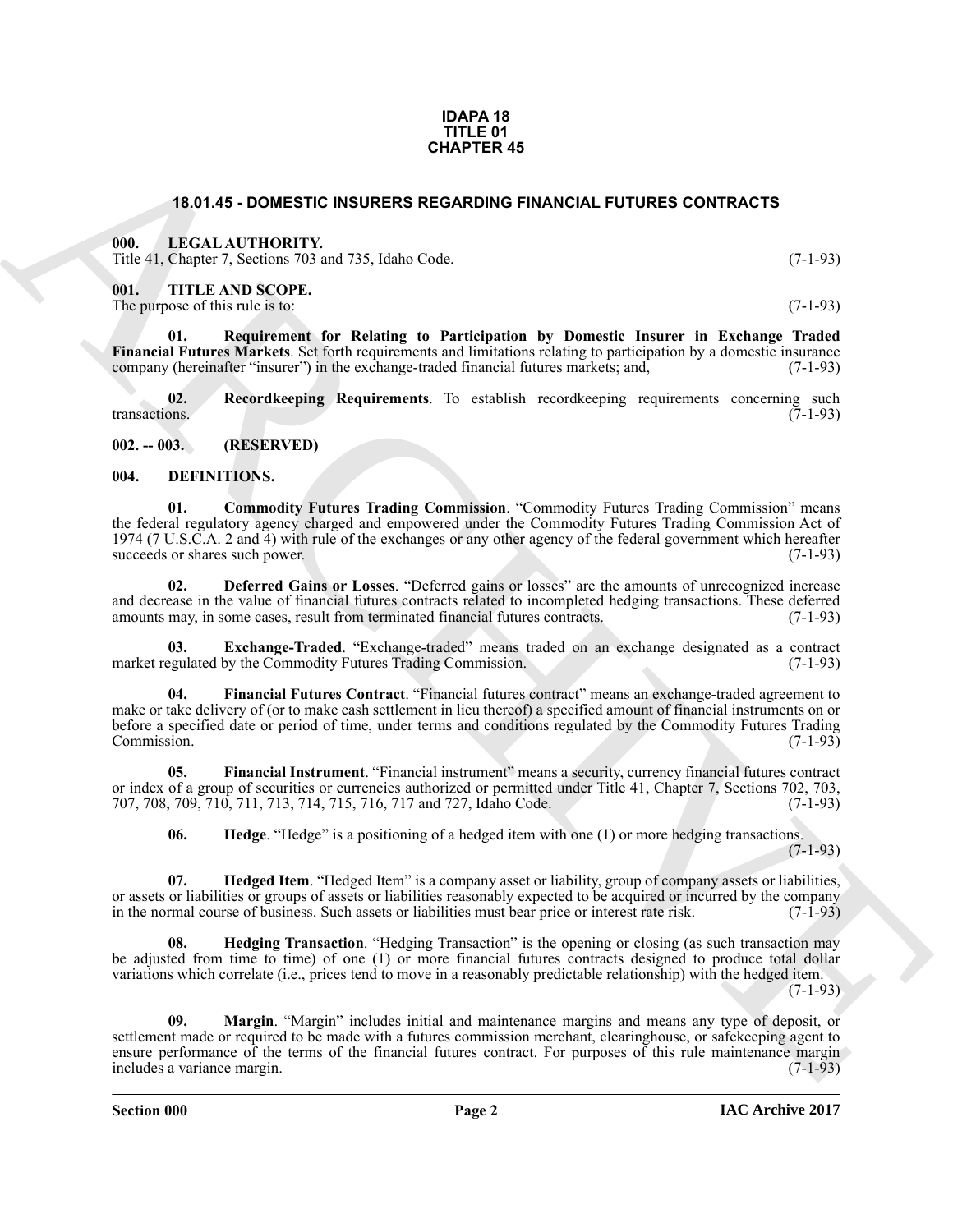**IDAPA 18**
**TITLE 01**
**CHAPTER 45**

## 18.01.45 - DOMESTIC INSURERS REGARDING FINANCIAL FUTURES CONTRACTS

### 000. LEGAL AUTHORITY.

Title 41, Chapter 7, Sections 703 and 735, Idaho Code. (7-1-93)

### 001. TITLE AND SCOPE.

The purpose of this rule is to: (7-1-93)

**01. Requirement for Relating to Participation by Domestic Insurer in Exchange Traded Financial Futures Markets**. Set forth requirements and limitations relating to participation by a domestic insurance company (hereinafter "insurer") in the exchange-traded financial futures markets; and, (7-1-93)

**02. Recordkeeping Requirements**. To establish recordkeeping requirements concerning such transactions. (7-1-93)

### 002. -- 003. (RESERVED)

### 004. DEFINITIONS.

**01. Commodity Futures Trading Commission**. "Commodity Futures Trading Commission" means the federal regulatory agency charged and empowered under the Commodity Futures Trading Commission Act of 1974 (7 U.S.C.A. 2 and 4) with rule of the exchanges or any other agency of the federal government which hereafter succeeds or shares such power. (7-1-93)

**02. Deferred Gains or Losses**. "Deferred gains or losses" are the amounts of unrecognized increase and decrease in the value of financial futures contracts related to incompleted hedging transactions. These deferred amounts may, in some cases, result from terminated financial futures contracts. (7-1-93)

**03. Exchange-Traded**. "Exchange-traded" means traded on an exchange designated as a contract market regulated by the Commodity Futures Trading Commission. (7-1-93)

**04. Financial Futures Contract**. "Financial futures contract" means an exchange-traded agreement to make or take delivery of (or to make cash settlement in lieu thereof) a specified amount of financial instruments on or before a specified date or period of time, under terms and conditions regulated by the Commodity Futures Trading Commission. (7-1-93)

**05. Financial Instrument**. "Financial instrument" means a security, currency financial futures contract or index of a group of securities or currencies authorized or permitted under Title 41, Chapter 7, Sections 702, 703, 707, 708, 709, 710, 711, 713, 714, 715, 716, 717 and 727, Idaho Code. (7-1-93)

**06. Hedge**. "Hedge" is a positioning of a hedged item with one (1) or more hedging transactions. (7-1-93)

**07. Hedged Item**. "Hedged Item" is a company asset or liability, group of company assets or liabilities, or assets or liabilities or groups of assets or liabilities reasonably expected to be acquired or incurred by the company in the normal course of business. Such assets or liabilities must bear price or interest rate risk. (7-1-93)

**08. Hedging Transaction**. "Hedging Transaction" is the opening or closing (as such transaction may be adjusted from time to time) of one (1) or more financial futures contracts designed to produce total dollar variations which correlate (i.e., prices tend to move in a reasonably predictable relationship) with the hedged item. (7-1-93)

**09. Margin**. "Margin" includes initial and maintenance margins and means any type of deposit, or settlement made or required to be made with a futures commission merchant, clearinghouse, or safekeeping agent to ensure performance of the terms of the financial futures contract. For purposes of this rule maintenance margin includes a variance margin. (7-1-93)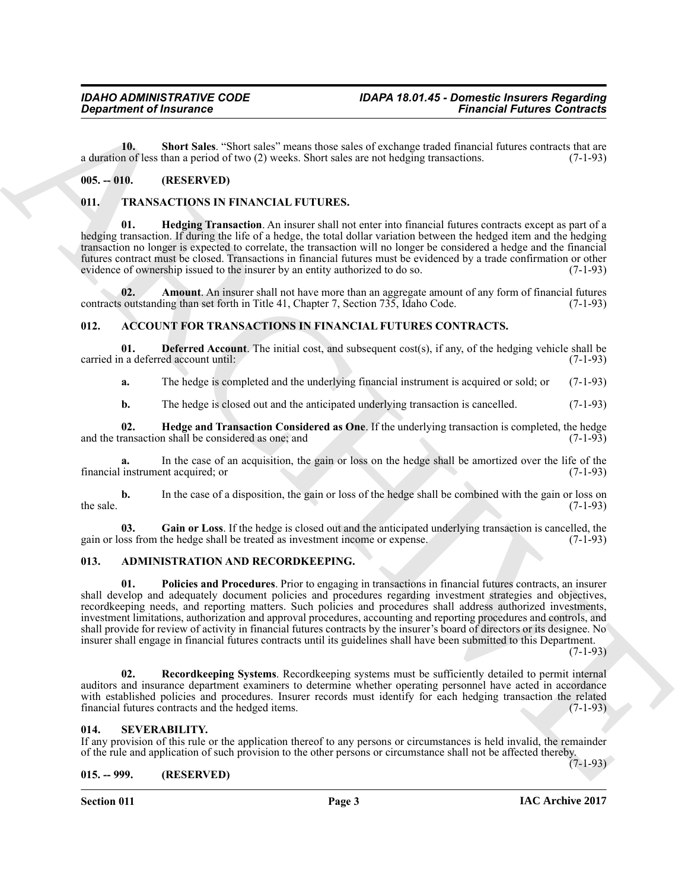**10. Short Sales**. "Short sales" means those sales of exchange traded financial futures contracts that are a duration of less than a period of two (2) weeks. Short sales are not hedging transactions. (7-1-93)

## 005. -- 010. (RESERVED)

## 011. TRANSACTIONS IN FINANCIAL FUTURES.

**01. Hedging Transaction**. An insurer shall not enter into financial futures contracts except as part of a hedging transaction. If during the life of a hedge, the total dollar variation between the hedged item and the hedging transaction no longer is expected to correlate, the transaction will no longer be considered a hedge and the financial futures contract must be closed. Transactions in financial futures must be evidenced by a trade confirmation or other evidence of ownership issued to the insurer by an entity authorized to do so. (7-1-93)

**02. Amount**. An insurer shall not have more than an aggregate amount of any form of financial futures contracts outstanding than set forth in Title 41, Chapter 7, Section 735, Idaho Code. (7-1-93)

## 012. ACCOUNT FOR TRANSACTIONS IN FINANCIAL FUTURES CONTRACTS.

**01. Deferred Account**. The initial cost, and subsequent cost(s), if any, of the hedging vehicle shall be carried in a deferred account until: (7-1-93)

**a.** The hedge is completed and the underlying financial instrument is acquired or sold; or (7-1-93)

**b.** The hedge is closed out and the anticipated underlying transaction is cancelled. (7-1-93)

**02. Hedge and Transaction Considered as One**. If the underlying transaction is completed, the hedge and the transaction shall be considered as one; and (7-1-93)

**a.** In the case of an acquisition, the gain or loss on the hedge shall be amortized over the life of the financial instrument acquired; or (7-1-93)

**b.** In the case of a disposition, the gain or loss of the hedge shall be combined with the gain or loss on the sale. (7-1-93)

**03. Gain or Loss**. If the hedge is closed out and the anticipated underlying transaction is cancelled, the gain or loss from the hedge shall be treated as investment income or expense. (7-1-93)

## 013. ADMINISTRATION AND RECORDKEEPING.

**01. Policies and Procedures**. Prior to engaging in transactions in financial futures contracts, an insurer shall develop and adequately document policies and procedures regarding investment strategies and objectives, recordkeeping needs, and reporting matters. Such policies and procedures shall address authorized investments, investment limitations, authorization and approval procedures, accounting and reporting procedures and controls, and shall provide for review of activity in financial futures contracts by the insurer's board of directors or its designee. No insurer shall engage in financial futures contracts until its guidelines shall have been submitted to this Department. (7-1-93)

**02. Recordkeeping Systems**. Recordkeeping systems must be sufficiently detailed to permit internal auditors and insurance department examiners to determine whether operating personnel have acted in accordance with established policies and procedures. Insurer records must identify for each hedging transaction the related financial futures contracts and the hedged items. (7-1-93)

## 014. SEVERABILITY.

If any provision of this rule or the application thereof to any persons or circumstances is held invalid, the remainder of the rule and application of such provision to the other persons or circumstance shall not be affected thereby. (7-1-93)

## 015. -- 999. (RESERVED)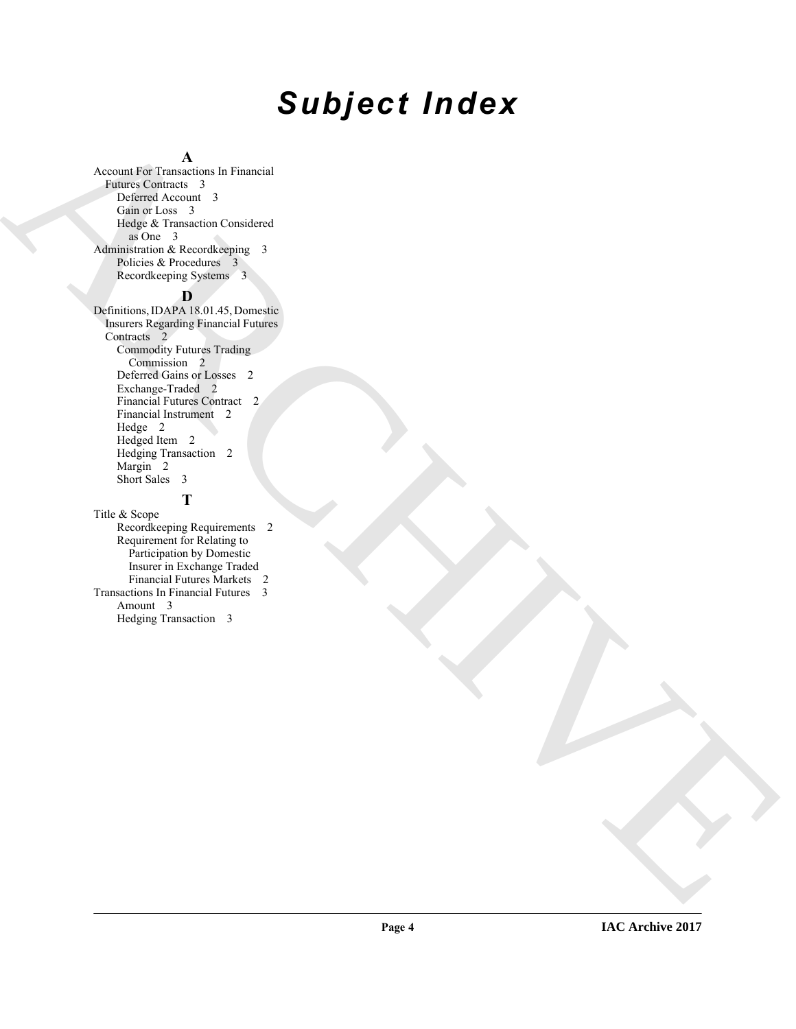# *Subject Index*

**A**

Account For Transactions In Financial Futures Contracts 3
- Deferred Account 3
- Gain or Loss 3
- Hedge & Transaction Considered as One 3

Administration & Recordkeeping 3
- Policies & Procedures 3
- Recordkeeping Systems 3

**D**

Definitions, IDAPA 18.01.45, Domestic Insurers Regarding Financial Futures Contracts 2
- Commodity Futures Trading Commission 2
- Deferred Gains or Losses 2
- Exchange-Traded 2
- Financial Futures Contract 2
- Financial Instrument 2
- Hedge 2
- Hedged Item 2
- Hedging Transaction 2
- Margin 2
- Short Sales 3

**T**

Title & Scope
- Recordkeeping Requirements 2
- Requirement for Relating to Participation by Domestic Insurer in Exchange Traded Financial Futures Markets 2

Transactions In Financial Futures 3
- Amount 3
- Hedging Transaction 3